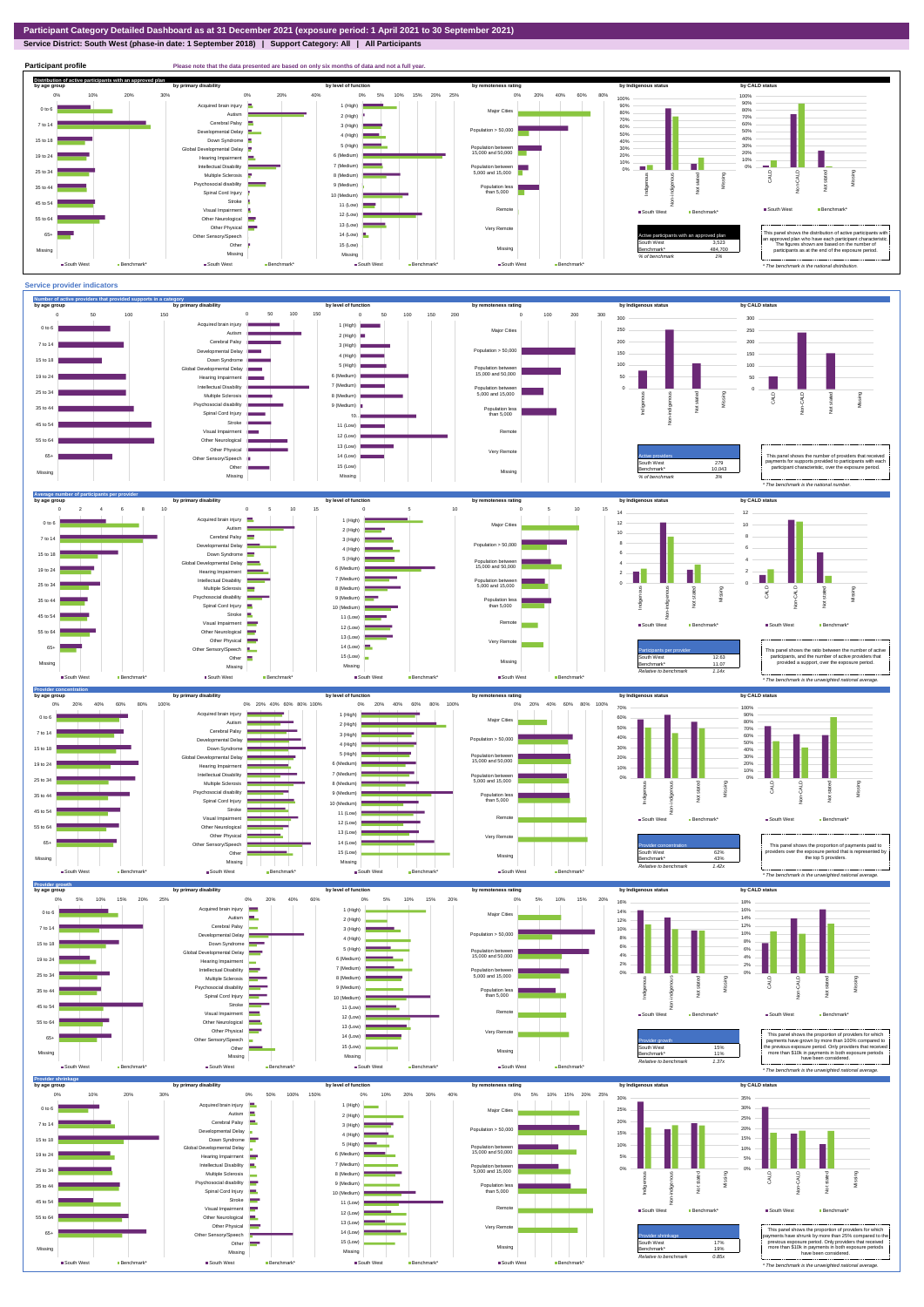# Participant Category Detailed Dashboard as at 31 December 2021 (exposure period: 1 April 2021 to 30 September 2021)

**Service District: South West (phase-in date: 1 September 2018) | Support Category: All | All Participants**

## Participant profile

Please note that the data presented are based on only six months of data and not a full year.

### Distribution of active participants with an approved plan

by age group | by primary disability | by level of function | by remoteness rating | by Indigenous status | by CALD status

| Active participants with an approved plan | |
|---|---|
| South West | 3,523 |
| Benchmark* | 484,700 |
| % of benchmark | 1% |

This panel shows the distribution of active participants with an approved plan who have each participant characteristic. The figures shown are based on the number of participants as at the end of the exposure period.

\* The benchmark is the national distribution.

## Service provider indicators

### Number of active providers that provided supports in a category

by age group | by primary disability | by level of function | by remoteness rating | by Indigenous status | by CALD status

| Active providers | |
|---|---|
| South West | 279 |
| Benchmark* | 10,043 |
| % of benchmark | 3% |

This panel shows the number of providers that received payments for supports provided to participants with each participant characteristic, over the exposure period.

\* The benchmark is the national number.

### Average number of participants per provider

by age group | by primary disability | by level of function | by remoteness rating | by Indigenous status | by CALD status

| Participants per provider | |
|---|---|
| South West | 12.63 |
| Benchmark* | 11.07 |
| Relative to benchmark | 1.14x |

This panel shows the ratio between the number of active participants, and the number of active providers that provided a support, over the exposure period.

\* The benchmark is the unweighted national average.

### Provider concentration

by age group | by primary disability | by level of function | by remoteness rating | by Indigenous status | by CALD status

| Provider concentration | |
|---|---|
| South West | 62% |
| Benchmark* | 43% |
| Relative to benchmark | 1.42x |

This panel shows the proportion of payments paid to providers over the exposure period that is represented by the top 5 providers.

\* The benchmark is the unweighted national average.

### Provider growth

by age group | by primary disability | by level of function | by remoteness rating | by Indigenous status | by CALD status

| Provider growth | |
|---|---|
| South West | 15% |
| Benchmark* | 11% |
| Relative to benchmark | 1.37x |

This panel shows the proportion of providers for which payments have grown by more than 100% compared to the previous exposure period. Only providers that received more than $10k in payments in both exposure periods have been considered.

\* The benchmark is the unweighted national average.

### Provider shrinkage

by age group | by primary disability | by level of function | by remoteness rating | by Indigenous status | by CALD status

| Provider shrinkage | |
|---|---|
| South West | 17% |
| Benchmark* | 19% |
| Relative to benchmark | 0.85x |

This panel shows the proportion of providers for which payments have shrunk by more than 25% compared to the previous exposure period. Only providers that received more than $10k in payments in both exposure periods have been considered.

\* The benchmark is the unweighted national average.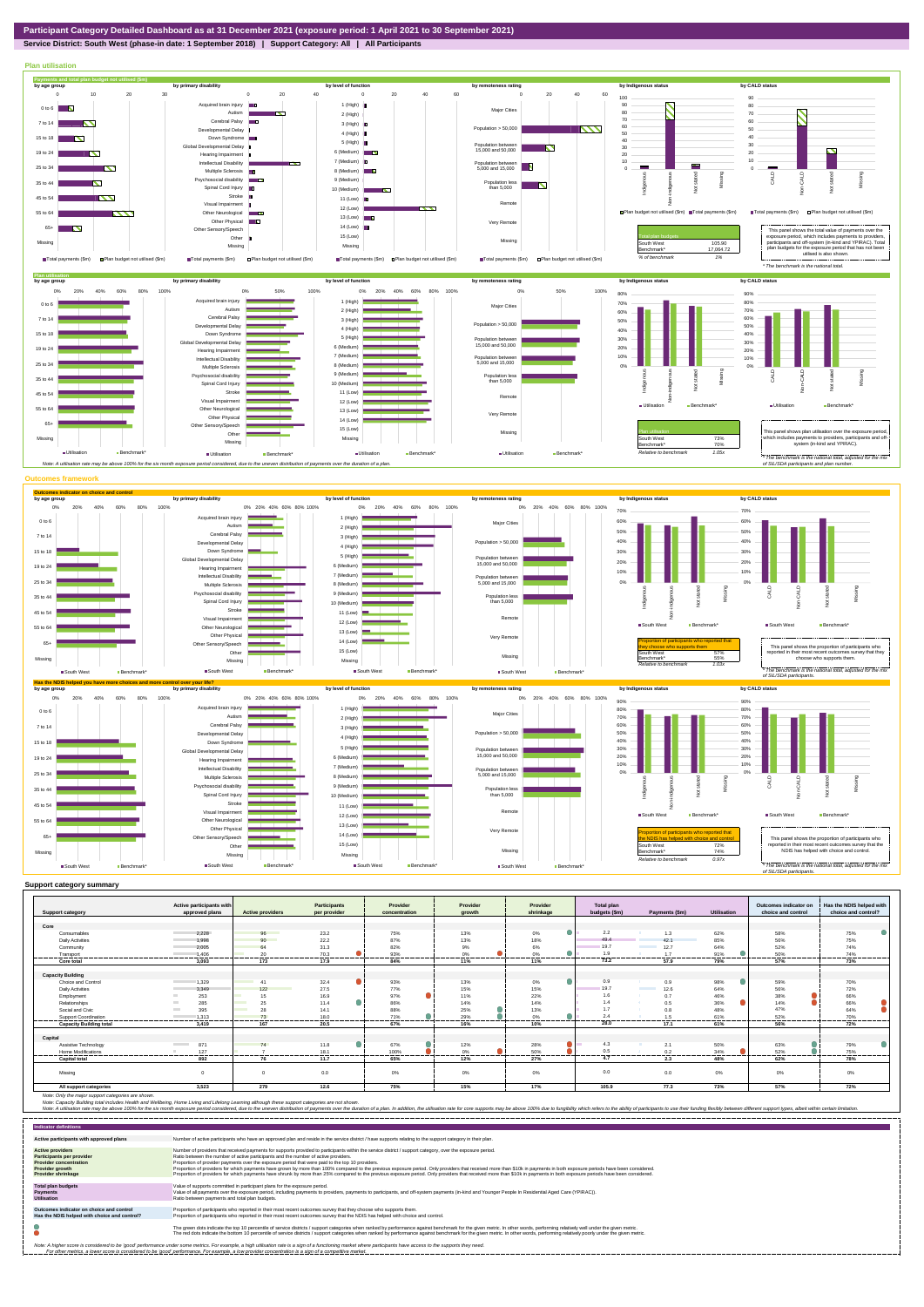# Participant Category Detailed Dashboard as at 31 December 2021 (exposure period: 1 April 2021 to 30 September 2021)

**Service District: South West (phase-in date: 1 September 2018) | Support Category: All | All Participants**

## Plan utilisation

### Payments and total plan budget not utilised ($m)

| Total plan budgets | |
|---|---|
| South West | 105.90 |
| Benchmark* | 17,064.72 |
| % of benchmark | 1% |

This panel shows the total value of payments over the exposure period, which includes payments to providers, participants and off-system (in-kind and YPIRAC). Total plan budgets for the exposure period that has not been utilised is also shown.

\* The benchmark is the national total.

### Plan utilisation

| Plan utilisation | |
|---|---|
| South West | 73% |
| Benchmark* | 70% |
| Relative to benchmark | 1.05x |

This panel shows plan utilisation over the exposure period, which includes payments to providers, participants and off-system (in-kind and YPIRAC).

\* The benchmark is the national rate, adjusted for the mix of SIL/SDA participants and plan number.

Note: A utilisation rate may be above 100% for the six month exposure period considered, due to the uneven distribution of payments over the duration of a plan.

## Outcomes framework

### Outcomes indicator on choice and control

| Proportion of participants who reported that they choose who supports them | |
|---|---|
| South West | 57% |
| Benchmark* | 55% |
| Relative to benchmark | 1.03x |

This panel shows the proportion of participants who reported in their most recent outcomes survey that they choose who supports them.

\* The benchmark is the national rate, adjusted for the mix of SIL/SDA participants.

### Has the NDIS helped you have more choices and more control over your life?

| Proportion of participants who reported that the NDIS has helped with choice and control | |
|---|---|
| South West | 72% |
| Benchmark* | 74% |
| Relative to benchmark | 0.97x |

This panel shows the proportion of participants who reported in their most recent outcomes survey that the NDIS has helped with choice and control.

\* The benchmark is the national rate, adjusted for the mix of SIL/SDA participants.

## Support category summary

| Support category | Active participants with approved plans | Active providers | Participants per provider | Provider concentration | Provider growth | Provider shrinkage | Total plan budgets ($m) | Payments ($m) | Utilisation | Outcomes indicator on choice and control | Has the NDIS helped with choice and control? |
|---|---|---|---|---|---|---|---|---|---|---|---|
| **Core** | | | | | | | | | | | |
| Consumables | 2,228 | 96 | 23.2 | 75% | 13% | 0% | 2.2 | 1.3 | 62% | 58% | 75% |
| Daily Activities | 1,998 | 90 | 22.2 | 87% | 13% | 18% | 49.4 | 42.1 | 85% | 56% | 75% |
| Community | 2,005 | 64 | 31.3 | 82% | 9% | 6% | 19.7 | 12.7 | 64% | 52% | 74% |
| Transport | 1,406 | 20 | 70.3 | 93% | 0% | 0% | 1.9 | 1.7 | 91% | 50% | 74% |
| **Core total** | **3,093** | **173** | **17.9** | **84%** | **11%** | **11%** | **73.2** | **57.9** | **79%** | **57%** | **73%** |
| **Capacity Building** | | | | | | | | | | | |
| Choice and Control | 1,329 | 41 | 32.4 | 93% | 13% | 0% | 0.9 | 0.9 | 98% | 59% | 70% |
| Daily Activities | 3,349 | 122 | 27.5 | 77% | 15% | 15% | 19.7 | 12.6 | 64% | 56% | 72% |
| Employment | 253 | 15 | 16.9 | 97% | 11% | 22% | 1.6 | 0.7 | 46% | 38% | 66% |
| Relationships | 285 | 25 | 11.4 | 86% | 14% | 14% | 1.4 | 0.5 | 36% | 14% | 66% |
| Social and Civic | 395 | 28 | 14.1 | 88% | 25% | 13% | 1.7 | 0.8 | 48% | 47% | 64% |
| Support Coordination | 1,313 | 73 | 18.0 | 71% | 29% | 0% | 2.4 | 1.5 | 61% | 52% | 70% |
| **Capacity Building total** | **3,419** | **167** | **20.5** | **67%** | **16%** | **10%** | **28.0** | **17.1** | **61%** | **56%** | **72%** |
| **Capital** | | | | | | | | | | | |
| Assistive Technology | 871 | 74 | 11.8 | 67% | 12% | 28% | 4.3 | 2.1 | 50% | 63% | 79% |
| Home Modifications | 127 | 7 | 18.1 | 100% | 0% | 50% | 0.5 | 0.2 | 34% | 52% | 75% |
| **Capital total** | **892** | **76** | **11.7** | **65%** | **12%** | **27%** | **4.7** | **2.3** | **48%** | **62%** | **78%** |
| Missing | 0 | 0 | 0.0 | 0% | 0% | 0% | 0.0 | 0.0 | 0% | 0% | 0% |
| **All support categories** | **3,523** | **279** | **12.6** | **75%** | **15%** | **17%** | **105.9** | **77.3** | **73%** | **57%** | **72%** |

Note: Only the major support categories are shown.
Note: Capacity Building total includes Health and Wellbeing, Home Living and Lifelong Learning although these support categories are not shown.
Note: A utilisation rate may be above 100% for the six month exposure period considered, due to the uneven distribution of payments over the duration of a plan. In addition, the utilisation rate for core supports may be above 100% due to fungibility which refers to the ability of participants to use their funding flexibly between different support types, albeit within certain limitations.

## Indicator definitions

| Indicator | Definition |
|---|---|
| Active participants with approved plans | Number of active participants who have an approved plan and reside in the service district / have supports relating to the support category in their plan. |
| Active providers | Number of providers that received payments for supports provided to participants within the service district / support category, over the exposure period. |
| Participants per provider | Ratio between the number of active participants and the number of active providers. |
| Provider concentration | Proportion of provider payments over the exposure period that were paid to the top 10 providers. |
| Provider growth | Proportion of providers for which payments have grown by more than 100% compared to the previous exposure period. Only providers that received more than $10k in payments in both exposure periods have been considered. |
| Provider shrinkage | Proportion of providers for which payments have shrunk by more than 25% compared to the previous exposure period. Only providers that received more than $10k in payments in both exposure periods have been considered. |
| Total plan budgets | Value of supports committed in participant plans for the exposure period. |
| Payments | Value of all payments over the exposure period, including payments to providers, payments to participants, and off-system payments (in-kind and Younger People In Residential Aged Care (YPIRAC)). |
| Utilisation | Ratio between payments and total plan budgets. |
| Outcomes indicator on choice and control | Proportion of participants who reported in their most recent outcomes survey that they choose who supports them. |
| Has the NDIS helped with choice and control? | Proportion of participants who reported in their most recent outcomes survey that the NDIS has helped with choice and control. |

The green dots indicate the top 10 percentile of service districts / support categories when ranked by performance against benchmark for the given metric. In other words, performing relatively well under the given metric.
The red dots indicate the bottom 10 percentile of service districts / support categories when ranked by performance against benchmark for the given metric. In other words, performing relatively poorly under the given metric.

Note: A higher score is considered to be 'good' performance under some metrics. For example, a high utilisation rate is a sign of a functioning market where participants have access to the supports they need.
For other metrics, a lower score is considered to be 'good' performance. For example, a low provider concentration is a sign of a competitive market.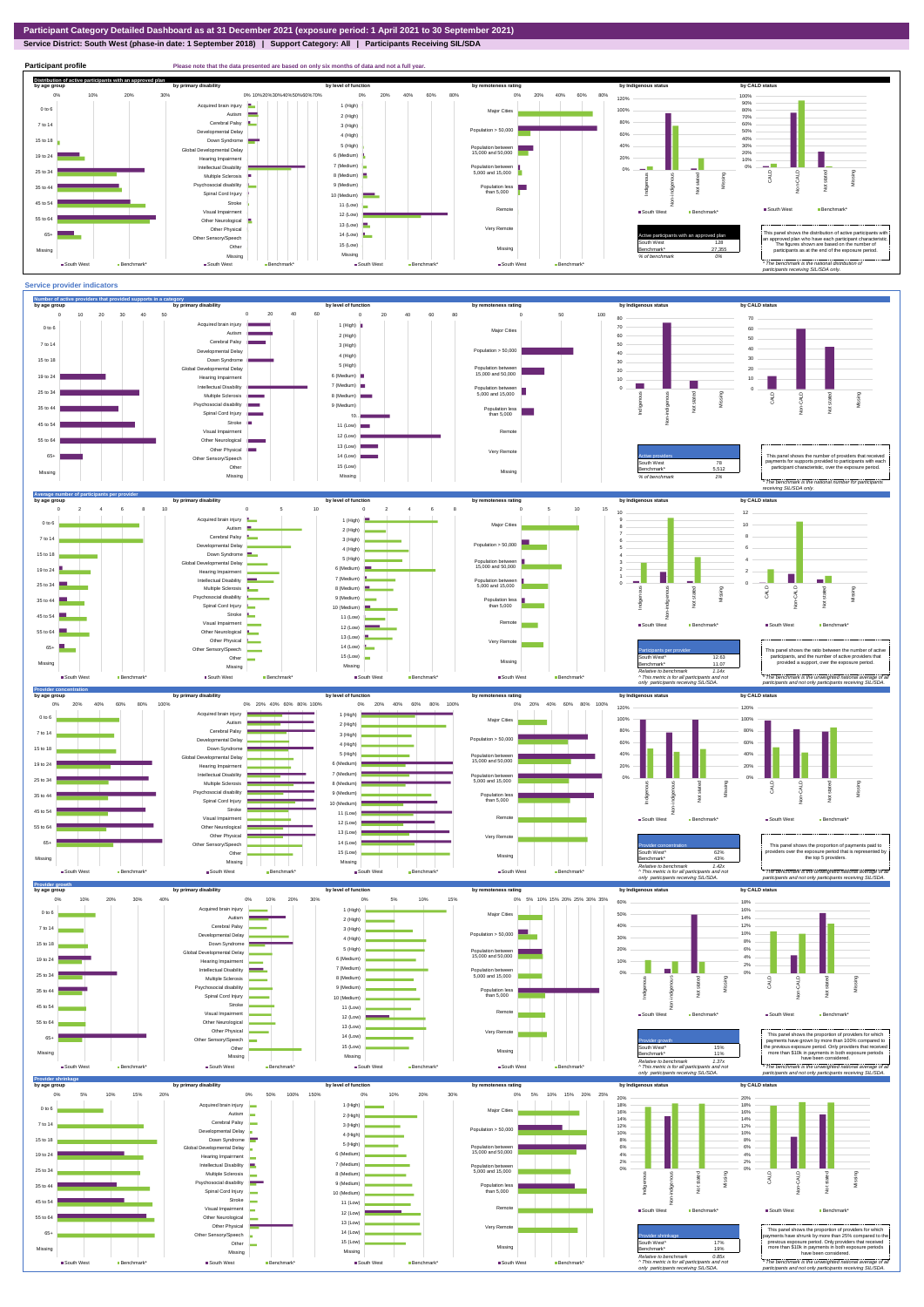# Participant Category Detailed Dashboard as at 31 December 2021 (exposure period: 1 April 2021 to 30 September 2021)

**Service District: South West (phase-in date: 1 September 2018) | Support Category: All | Participants Receiving SIL/SDA**

## Participant profile

Please note that the data presented are based on only six months of data and not a full year.

**Distribution of active participants with an approved plan**

| Active participants with an approved plan | |
|---|---|
| South West | 128 |
| Benchmark* | 27,255 |
| % of benchmark | 0% |

This panel shows the distribution of active participants with an approved plan who have each participant characteristic. The figures shown are based on the number of participants as at the end of the exposure period.

*\* The benchmark is the national distribution of participants receiving SIL/SDA only.*

## Service provider indicators

**Number of active providers that provided supports in a category**

| Active providers | |
|---|---|
| South West | 78 |
| Benchmark* | 5,512 |
| % of benchmark | 1% |

This panel shows the number of providers that received payments for supports provided to participants with each participant characteristic, over the exposure period.

*\* The benchmark is the national number for participants receiving SIL/SDA only.*

**Average number of participants per provider**

| Participants per provider | |
|---|---|
| South West | 12.63 |
| Benchmark* | 11.07 |
| Relative to benchmark | 1.14x |

*^ This metric is for all participants and not only participants receiving SIL/SDA.*

This panel shows the ratio between the number of active participants and the number of active providers that provided a support, over the exposure period.

*\* The benchmark is the unweighted national average of all participants and not only participants receiving SIL/SDA.*

**Provider concentration**

| Provider concentration | |
|---|---|
| South West^ | 62% |
| Benchmark* | 43% |
| Relative to benchmark | 1.42x |

*^ This metric is for all participants and not only participants receiving SIL/SDA.*

This panel shows the proportion of payments paid to providers over the exposure period that is represented by the top 5 providers.

*\* The benchmark is the unweighted national average of all participants and not only participants receiving SIL/SDA.*

**Provider growth**

| Provider growth | |
|---|---|
| South West^ | 15% |
| Benchmark* | 11% |
| Relative to benchmark | 1.37x |

*^ This metric is for all participants and not only participants receiving SIL/SDA.*

This panel shows the proportion of providers for which payments have grown by more than 100% compared to the previous exposure period. Only providers that received more than $10k in payments in both exposure periods have been considered.

*\* The benchmark is the unweighted national average of all participants and not only participants receiving SIL/SDA.*

**Provider shrinkage**

| Provider shrinkage | |
|---|---|
| South West^ | 17% |
| Benchmark* | 19% |
| Relative to benchmark | 0.85x |

*^ This metric is for all participants and not only participants receiving SIL/SDA.*

This panel shows the proportion of providers for which payments have shrunk by more than 25% compared to the previous exposure period. Only providers that received more than $10k in payments in both exposure periods have been considered.

*\* The benchmark is the unweighted national average of all participants and not only participants receiving SIL/SDA.*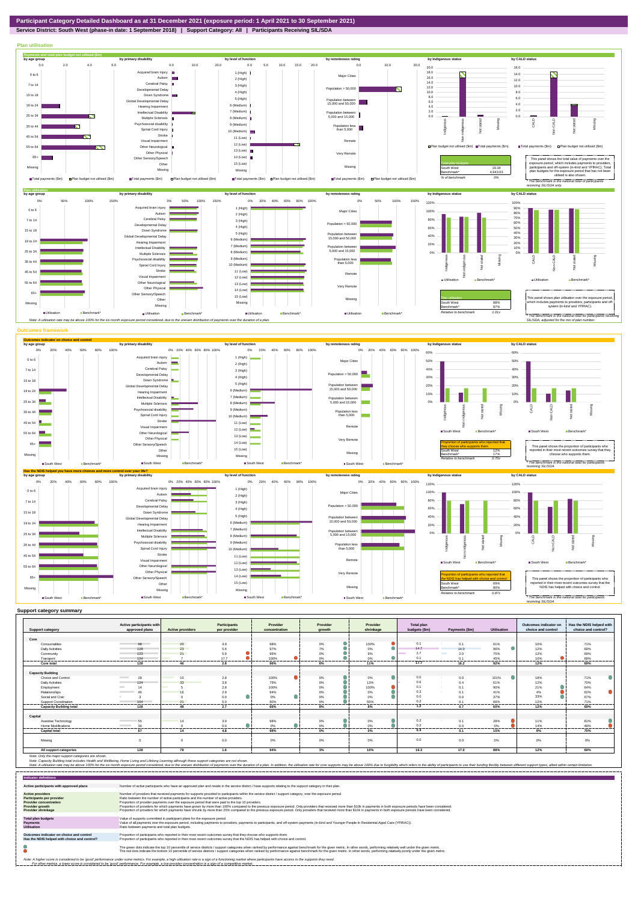# Participant Category Detailed Dashboard as at 31 December 2021 (exposure period: 1 April 2021 to 30 September 2021)

**Service District: South West (phase-in date: 1 September 2018) | Support Category: All | Participants Receiving SIL/SDA**

## Plan utilisation

### Payments and total plan budget not utilised ($m)

| Total plan budgets | |
|---|---|
| South West | 19.34 |
| Benchmark* | 4,943.63 |
| % of benchmark | 0% |

This panel shows the total value of payments over the exposure period, which includes payments to providers, participants and off-system (in-kind and YPIRAC). Total plan budgets for the exposure period that has not been utilised is also shown.

*The benchmark is the national total for participants receiving SIL/SDA only.

### Plan utilisation

| Plan utilisation | |
|---|---|
| South West | 88% |
| Benchmark* | 87% |
| Relative to benchmark | 1.01x |

This panel shows plan utilisation over the exposure period, which includes payments to providers, participants and off-system (in-kind and YPIRAC).

*The benchmark is the national total for participants receiving SIL/SDA, adjusted for the mix of plan number.

Note: A utilisation rate may be above 100% for the six month exposure period considered, due to the uneven distribution of payments over the duration of a plan.

## Outcomes framework

### Outcomes indicator on choice and control

| Proportion of participants who reported that they choose who supports them | |
|---|---|
| South West | 12% |
| Benchmark* | 17% |
| Relative to benchmark | 0.70x |

This panel shows the proportion of participants who reported in their most recent outcomes survey that they choose who supports them.

*The benchmark is the national total for participants receiving SIL/SDA.

### Has the NDIS helped you have more choices and more control over your life?

| Proportion of participants who reported that the NDIS has helped with choice and control | |
|---|---|
| South West | 69% |
| Benchmark* | 80% |
| Relative to benchmark | 0.87x |

This panel shows the proportion of participants who reported in their most recent outcomes survey that the NDIS has helped with choice and control.

*The benchmark is the national total for participants receiving SIL/SDA.

## Support category summary

| Support category | Active participants with approved plans | Active providers | Participants per provider | Provider concentration | Provider growth | Provider shrinkage | Total plan budgets ($m) | Payments ($m) | Utilisation | Outcomes indicator on choice and control | Has the NDIS helped with choice and control? |
|---|---|---|---|---|---|---|---|---|---|---|---|
| **Core** | | | | | | | | | | | |
| Consumables | 98 | 20 | 4.9 | 98% | 0% | 100% | 0.1 | 0.1 | 61% | 10% | 71% |
| Daily Activities | 128 | 23 | 5.6 | 97% | 7% | 0% | 14.7 | 14.0 | 96% | 12% | 69% |
| Community | 123 | 21 | 5.9 | 96% | 0% | 9% | 2.7 | 2.0 | 75% | 12% | 69% |
| Transport | 124 | 7 | 17.7 | 100% | 0% | 0% | 0.1 | 0.1 | 45% | 10% | 68% |
| **Core total** | **128** | **46** | **2.8** | **96%** | **6%** | **11%** | **17.7** | **16.2** | **92%** | **12%** | **69%** |
| **Capacity Building** | | | | | | | | | | | |
| Choice and Control | 28 | 10 | 2.8 | 100% | 0% | 0% | 0.0 | 0.0 | 101% | 18% | 71% |
| Daily Activities | 124 | 33 | 3.8 | 79% | 0% | 13% | 0.6 | 0.4 | 61% | 12% | 70% |
| Employment | 14 | 5 | 2.8 | 100% | 0% | 100% | 0.1 | 0.1 | 90% | 21% | 64% |
| Relationships | 46 | 16 | 2.9 | 94% | 0% | 0% | 0.3 | 0.1 | 41% | 4% | 62% |
| Social and Civic | 3 | 0 | 0.0 | 0% | 0% | 0% | 0.0 | 0.0 | 37% | 33% | 67% |
| Support Coordination | 104 | 21 | 5.0 | 90% | 0% | 50% | 0.2 | 0.1 | 66% | 12% | 71% |
| **Capacity Building total** | **128** | **48** | **2.7** | **66%** | **0%** | **8%** | **1.2** | **0.7** | **60%** | **12%** | **69%** |
| **Capital** | | | | | | | | | | | |
| Assistive Technology | 55 | 14 | 3.9 | 98% | 0% | 0% | 0.2 | 0.1 | 28% | 11% | 81% |
| Home Modifications | 36 | 0 | 0.0 | 0% | 0% | 0% | 0.2 | 0.0 | 0% | 14% | 48% |
| **Capital total** | **67** | **14** | **4.8** | **98%** | **0%** | **0%** | **0.4** | **0.1** | **15%** | **9%** | **70%** |
| Missing | 0 | 0 | 0.0 | 0% | 0% | 0% | 0.0 | 0.0 | 0% | 0% | 0% |
| **All support categories** | **128** | **78** | **1.6** | **94%** | **3%** | **10%** | **19.3** | **17.0** | **88%** | **12%** | **69%** |

Note: Only the major support categories are shown.

Note: Capacity Building total includes Health and Wellbeing, Home Living and Lifelong Learning although these support categories are not shown.

Note: A utilisation rate may be above 100% for the six month exposure period considered, due to the uneven distribution of payments over the duration of a plan. In addition, the utilisation rate for core supports may be above 100% due to fungibility which refers to the ability of participants to use their funding flexibly between different support types, albeit within certain limitation.

## Indicator definitions

| Indicator | Definition |
|---|---|
| **Active participants with approved plans** | Number of active participants who have an approved plan and reside in the service district / have supports relating to the support category in their plan. |
| **Active providers** | Number of providers that received payments for supports provided to participants within the service district / support category, over the exposure period. |
| **Participants per provider** | Ratio between the number of active participants and the number of active providers. |
| **Provider concentration** | Proportion of provider payments over the exposure period that were paid to the top 10 providers. |
| **Provider growth** | Proportion of providers for which payments have grown by more than 100% compared to the previous exposure period. Only providers that received more than $10k in payments in both exposure periods have been considered. |
| **Provider shrinkage** | Proportion of providers for which payments have shrunk by more than 25% compared to the previous exposure period. Only providers that received more than $10k in payments in both exposure periods have been considered. |
| **Total plan budgets** | Value of supports committed in participant plans for the exposure period. |
| **Payments** | Value of all payments over the exposure period, including payments to providers, payments to participants, and off-system payments (in-kind and Younger People In Residential Aged Care (YPIRAC)). |
| **Utilisation** | Ratio between payments and total plan budgets. |
| **Outcomes indicator on choice and control** | Proportion of participants who reported in their most recent outcomes survey that they choose who supports them. |
| **Has the NDIS helped with choice and control?** | Proportion of participants who reported in their most recent outcomes survey that the NDIS has helped with choice and control. |

The green dots indicate the top 10 percentile of service districts / support categories when ranked by performance against benchmark for the given metric. In other words, performing relatively well under the given metric.
The red dots indicate the bottom 10 percentile of service districts / support categories when ranked by performance against benchmark for the given metric. In other words, performing relatively poorly under the given metric.

Note: A higher score is considered to be 'good' performance under some metrics. For example, a high utilisation rate is a sign of a functioning market where participants have access to the supports they need.
For other metrics, a lower score is considered to be 'good' performance. For example, a low provider concentration is a sign of a competitive market.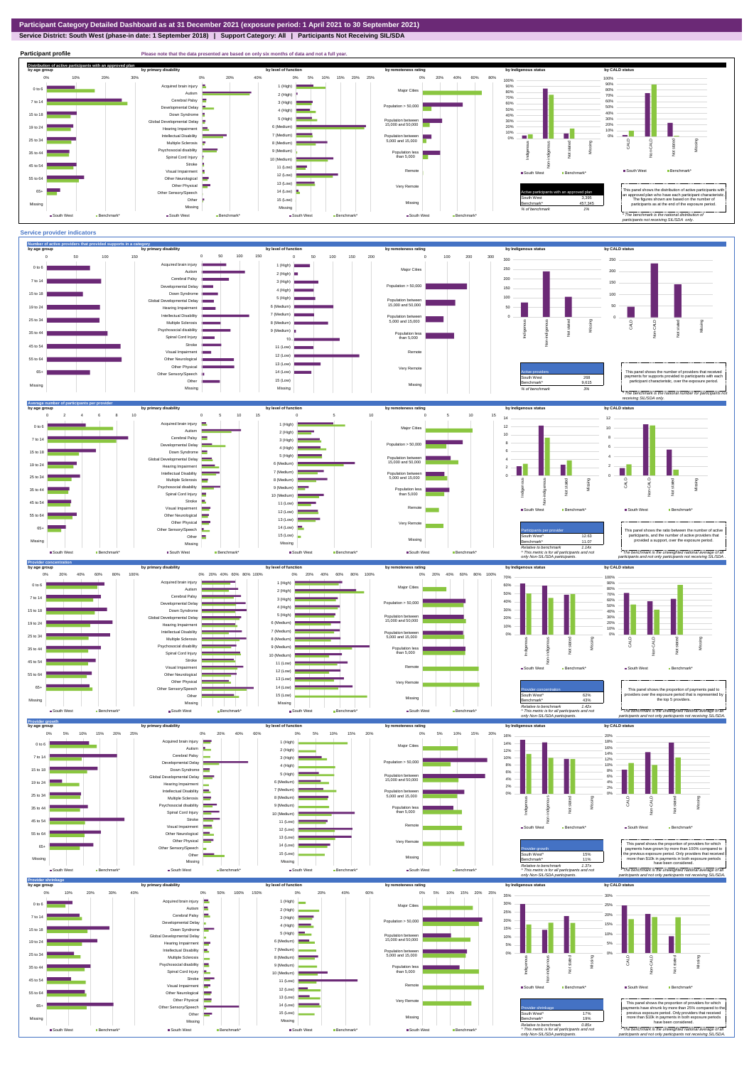# Participant Category Detailed Dashboard as at 31 December 2021 (exposure period: 1 April 2021 to 30 September 2021)

**Service District: South West (phase-in date: 1 September 2018) | Support Category: All | Participants Not Receiving SIL/SDA**

## Participant profile

Please note that the data presented are based on only six months of data and not a full year.

### Distribution of active participants with an approved plan

| Active participants with an approved plan | |
|---|---|
| South West | 3,395 |
| Benchmark* | 457,345 |
| % of benchmark | 1% |

This panel shows the distribution of active participants with an approved plan who have each participant characteristic. The figures shown are based on the number of participants as at the end of the exposure period.

* The benchmark is the national distribution of participants not receiving SIL/SDA only.

## Service provider indicators

### Number of active providers that provided supports in a category

| Active providers | |
|---|---|
| South West | 268 |
| Benchmark* | 9,615 |
| % of benchmark | 3% |

This panel shows the number of providers that received payments for supports provided to participants with each participant characteristic, over the exposure period.

* The benchmark is the national number for participants not receiving SIL/SDA only.

### Average number of participants per provider

| Participants per provider | |
|---|---|
| South West | 12.63 |
| Benchmark* | 11.07 |
| Relative to benchmark | 1.14x |

This panel shows the ratio between the number of active participants, and the number of active providers that provided a support, over the exposure period.

^ This metric is for all participants and not only Non-SIL/SDA participants.

* The benchmark is the unweighted national average of all participants and not only participants not receiving SIL/SDA.

### Provider concentration

| Provider concentration | |
|---|---|
| South West | 62% |
| Benchmark* | 43% |
| Relative to benchmark | 1.44x |

This panel shows the proportion of payments paid to providers over the exposure period that is represented by the top 5 providers.

^ This metric is for all participants and not only Non-SIL/SDA participants.

* The benchmark is the unweighted national average of all participants and not only participants not receiving SIL/SDA.

### Provider growth

| Provider growth | |
|---|---|
| South West | 15% |
| Benchmark* | 11% |
| Relative to benchmark | 1.37x |

This panel shows the proportion of providers for which payments have grown by more than 100% compared to the previous exposure period. Only providers that received more than $10k in payments in both exposure periods have been considered.

^ This metric is for all participants and not only Non-SIL/SDA participants.

* The benchmark is the unweighted national average of all participants and not only participants not receiving SIL/SDA.

### Provider shrinkage

| Provider shrinkage | |
|---|---|
| South West | 17% |
| Benchmark* | 19% |
| Relative to benchmark | 0.85x |

This panel shows the proportion of providers for which payments have shrunk by more than 25% compared to the previous exposure period. Only providers that received more than $10k in payments in both exposure periods have been considered.

^ This metric is for all participants and not only Non-SIL/SDA participants.

* The benchmark is the unweighted national average of all participants and not only participants not receiving SIL/SDA.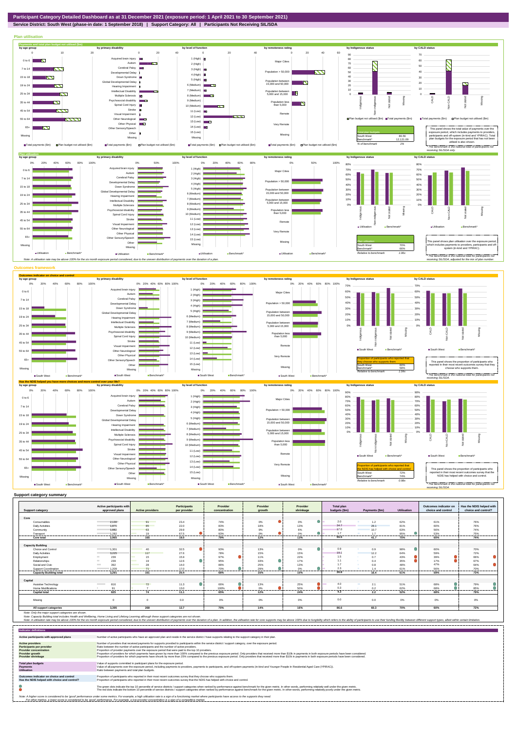# Participant Category Detailed Dashboard as at 31 December 2021 (exposure period: 1 April 2021 to 30 September 2021)

**Service District: South West (phase-in date: 1 September 2018) | Support Category: All | Participants Not Receiving SIL/SDA**

## Plan utilisation

### Payments and total plan budget not utilised ($m)

by age group | by primary disability | by level of function | by remoteness rating | by Indigenous status | by CALD status

Total payments ($m) | Plan budget not utilised ($m)

Total plan budgets
South West 86.56
Benchmark* 12,121.09
% of benchmark 1%

This panel shows the total value of payments over the exposure period, which includes payments to providers, participants and off-system (in-kind and YPIRAC). Total plan budgets for the exposure period that has not been utilised is also shown.

*The benchmark is the national total for participants not receiving SIL/SDA only.

### Plan utilisation

Utilisation | Benchmark*

Plan utilisation
South West 70%
Benchmark* 66%
Relative to benchmark 1.06x

This panel shows plan utilisation over the exposure period, which includes payments to providers, participants and off-system (in-kind and YPIRAC).

*The benchmark is the national total for participants not receiving SIL/SDA, adjusted for the mix of plan number.

*Note: A utilisation rate may be above 100% for the six month exposure period considered, due to the uneven distribution of payments over the duration of a plan.*

## Outcomes framework

### Outcomes indicator on choice and control

South West | Benchmark*

Proportion of participants who reported that they choose who supports them
South West 60%
Benchmark* 58%
Relative to benchmark 1.04x

This panel shows the proportion of participants who reported in their most recent outcomes survey that they choose who supports them.

*The benchmark is the national total for participants not receiving SIL/SDA.

### Has the NDIS helped you have more choices and more control over your life?

South West | Benchmark*

Proportion of participants who reported that the NDIS has helped with choice and control
South West 72%
Benchmark* 74%
Relative to benchmark 0.98x

This panel shows the proportion of participants who reported in their most recent outcomes survey that the NDIS has helped with choice and control.

*The benchmark is the national total for participants not receiving SIL/SDA.

## Support category summary

| Support category | Active participants with approved plans | Active providers | Participants per provider | Provider concentration | Provider growth | Provider shrinkage | Total plan budgets ($m) | Payments ($m) | Utilisation | Outcomes indicator on choice and control | Has the NDIS helped with choice and control? |
|---|---|---|---|---|---|---|---|---|---|---|---|
| **Core** | | | | | | | | | | | |
| Consumables | 2,130 | 91 | 23.4 | 74% | 0% | 0% | 2.0 | 1.2 | 62% | 61% | 76% |
| Daily Activities | 1,870 | 85 | 22.0 | 83% | 18% | 13% | 34.7 | 28.1 | 81% | 60% | 76% |
| Community | 1,882 | 63 | 29.9 | 80% | 9% | 6% | 17.0 | 10.7 | 63% | 56% | 74% |
| Transport | 1,282 | 19 | 67.5 | 93% | 0% | 0% | 1.7 | 1.7 | 95% | 53% | 75% |
| **Core total** | **2,965** | **165** | **18.0** | **79%** | **12%** | **13%** | **55.5** | **41.7** | **75%** | **60%** | **74%** |
| **Capacity Building** | | | | | | | | | | | |
| Choice and Control | 1,301 | 40 | 32.5 | 93% | 13% | 0% | 0.9 | 0.9 | 98% | 60% | 70% |
| Daily Activities | 3,225 | 117 | 27.6 | 78% | 15% | 15% | 19.1 | 12.2 | 64% | 59% | 72% |
| Employment | 239 | 15 | 15.9 | 97% | 11% | 22% | 1.5 | 0.7 | 43% | 39% | 66% |
| Relationships | 239 | 19 | 12.6 | 95% | 33% | 17% | 1.1 | 0.4 | 35% | 17% | 67% |
| Social and Civic | 392 | 28 | 14.0 | 88% | 25% | 13% | 1.7 | 0.8 | 48% | 47% | 64% |
| Support Coordination | 1,209 | 71 | 17.0 | 70% | 29% | 0% | 2.3 | 1.4 | 61% | 56% | 70% |
| **Capacity Building total** | **3,291** | **161** | **20.4** | **68%** | **16%** | **10%** | **26.8** | **16.4** | **61%** | **59%** | **73%** |
| **Capital** | | | | | | | | | | | |
| Assistive Technology | 816 | 72 | 11.3 | 66% | 13% | 25% | 4.0 | 2.1 | 51% | 68% | 79% |
| Home Modifications | 91 | 7 | 13.0 | 100% | 0% | 50% | 0.3 | 0.2 | 62% | 68% | 85% |
| **Capital total** | **825** | **74** | **11.1** | **65%** | **12%** | **24%** | **4.3** | **2.2** | **52%** | **68%** | **79%** |
| Missing | 0 | 0 | 0.0 | 0% | 0% | 0% | 0.0 | 0.0 | 0% | 0% | 0% |
| **All support categories** | **3,395** | **268** | **12.7** | **70%** | **14%** | **16%** | **86.6** | **60.3** | **70%** | **60%** | **72%** |

*Note: Only the major support categories are shown.*
*Note: Capacity Building total includes Health and Wellbeing, Home Living and Lifelong Learning although these support categories are not shown.*
*Note: A utilisation rate may be above 100% for the six month exposure period considered, due to the uneven distribution of payments over the duration of a plan. In addition, the utilisation rate for core supports may be above 100% due to fungibility which refers to the ability of participants to use their funding flexibly between different support types, albeit within certain limitation.*

## Indicator definitions

**Active participants with approved plans:** Number of active participants who have an approved plan and reside in the service district / have supports relating to the support category in their plan.

**Active providers:** Number of providers that received payments for supports provided to participants within the service district / support category, over the exposure period.
**Participants per provider:** Ratio between the number of active participants and the number of active providers.
**Provider concentration:** Proportion of provider payments over the exposure period that were paid to the top 10 providers.
**Provider growth:** Proportion of providers for which payments have grown by more than 100% compared to the previous exposure period. Only providers that received more than $10k in payments in both exposure periods have been considered.
**Provider shrinkage:** Proportion of providers for which payments have shrunk by more than 25% compared to the previous exposure period. Only providers that received more than $10k in payments in both exposure periods have been considered.

**Total plan budgets:** Value of supports committed in participant plans for the exposure period.
**Payments:** Value of all payments over the exposure period, including payments to providers, payments to participants, and off-system payments (in-kind and Younger People In Residential Aged Care (YPIRAC)).
**Utilisation:** Ratio between payments and total plan budgets.

**Outcomes indicator on choice and control:** Proportion of participants who reported in their most recent outcomes survey that they choose who supports them.
**Has the NDIS helped with choice and control?:** Proportion of participants who reported in their most recent outcomes survey that the NDIS has helped with choice and control.

The green dots indicate the top 10 percentile of service districts / support categories when ranked by performance against benchmark for the given metric. In other words, performing relatively well under the given metric.
The red dots indicate the bottom 10 percentile of service districts / support categories when ranked by performance against benchmark for the given metric. In other words, performing relatively poorly under the given metric.

*Note: A higher score is considered to be 'good' performance under some metrics. For example, a high utilisation rate is a sign of a functioning market where participants have access to the supports they need.*
*For other metrics, a lower score is considered to be 'good' performance. For example, a low provider concentration is a sign of a competitive market.*